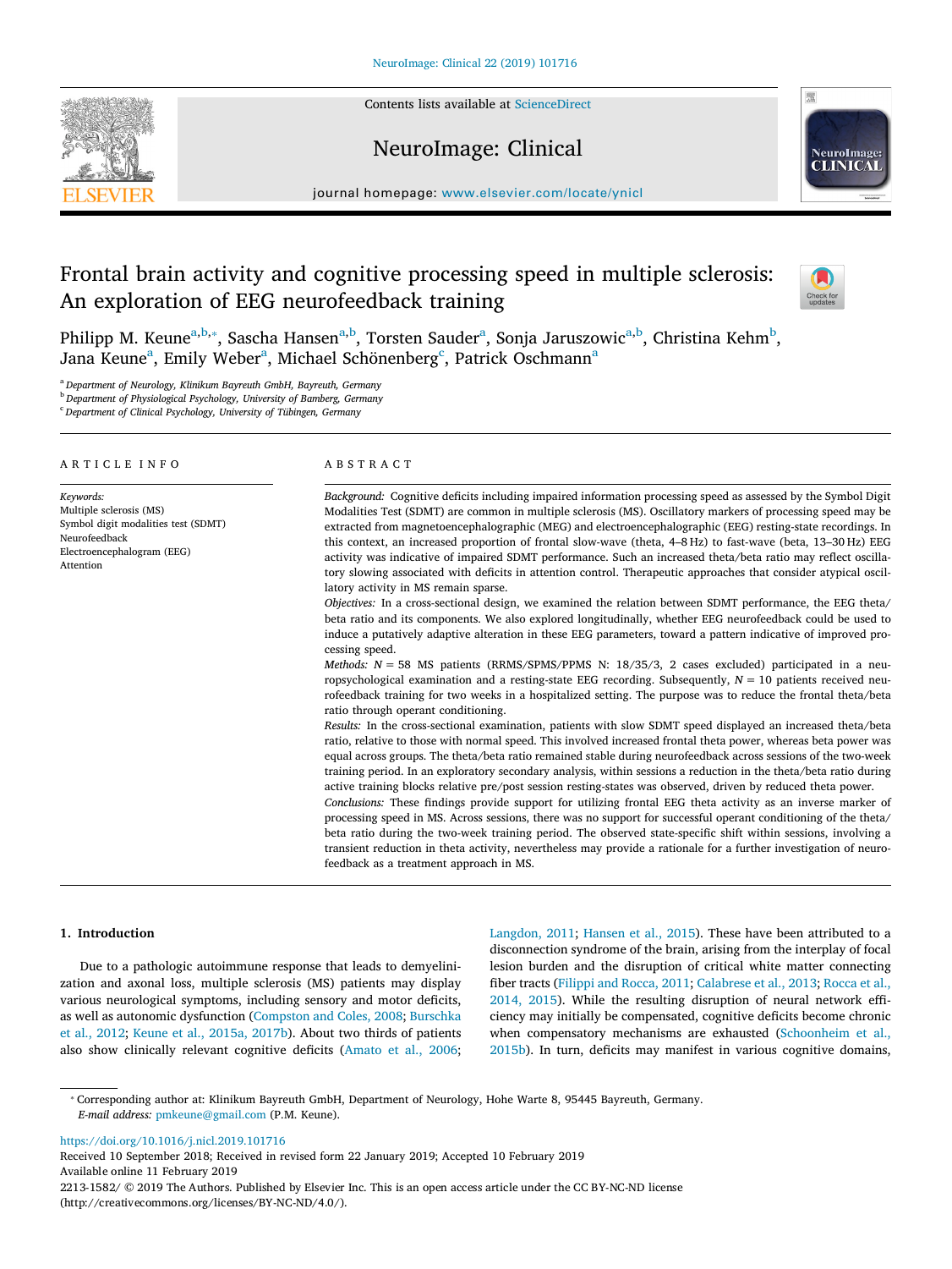# Frontal brain activity and cognitive processing speed in multiple sclerosis: An exploration of EEG neurofeedback training

Philipp M. Keune[a,b,*], Sascha Hansen[a,b], Torsten Sauder[a], Sonja Jaruszowic[a,b], Christina Kehm[b], Jana Keune[a], Emily Weber[a], Michael Schönenberg[c], Patrick Oschmann[a]

[a] Department of Neurology, Klinikum Bayreuth GmbH, Bayreuth, Germany
[b] Department of Physiological Psychology, University of Bamberg, Germany
[c] Department of Clinical Psychology, University of Tübingen, Germany

## ARTICLE INFO

*Keywords:*
Multiple sclerosis (MS)
Symbol digit modalities test (SDMT)
Neurofeedback
Electroencephalogram (EEG)
Attention

## ABSTRACT

*Background:* Cognitive deficits including impaired information processing speed as assessed by the Symbol Digit Modalities Test (SDMT) are common in multiple sclerosis (MS). Oscillatory markers of processing speed may be extracted from magnetoencephalographic (MEG) and electroencephalographic (EEG) resting-state recordings. In this context, an increased proportion of frontal slow-wave (theta, 4–8 Hz) to fast-wave (beta, 13–30 Hz) EEG activity was indicative of impaired SDMT performance. Such an increased theta/beta ratio may reflect oscillatory slowing associated with deficits in attention control. Therapeutic approaches that consider atypical oscillatory activity in MS remain sparse.

*Objectives:* In a cross-sectional design, we examined the relation between SDMT performance, the EEG theta/beta ratio and its components. We also explored longitudinally, whether EEG neurofeedback could be used to induce a putatively adaptive alteration in these EEG parameters, toward a pattern indicative of improved processing speed.

*Methods:* $N = 58$ MS patients (RRMS/SPMS/PPMS N: 18/35/3, 2 cases excluded) participated in a neuropsychological examination and a resting-state EEG recording. Subsequently, $N = 10$ patients received neurofeedback training for two weeks in a hospitalized setting. The purpose was to reduce the frontal theta/beta ratio through operant conditioning.

*Results:* In the cross-sectional examination, patients with slow SDMT speed displayed an increased theta/beta ratio, relative to those with normal speed. This involved increased frontal theta power, whereas beta power was equal across groups. The theta/beta ratio remained stable during neurofeedback across sessions of the two-week training period. In an exploratory secondary analysis, within sessions a reduction in the theta/beta ratio during active training blocks relative pre/post session resting-states was observed, driven by reduced theta power.

*Conclusions:* These findings provide support for utilizing frontal EEG theta activity as an inverse marker of processing speed in MS. Across sessions, there was no support for successful operant conditioning of the theta/beta ratio during the two-week training period. The observed state-specific shift within sessions, involving a transient reduction in theta activity, nevertheless may provide a rationale for a further investigation of neurofeedback as a treatment approach in MS.

## 1. Introduction

Due to a pathologic autoimmune response that leads to demyelinization and axonal loss, multiple sclerosis (MS) patients may display various neurological symptoms, including sensory and motor deficits, as well as autonomic dysfunction (Compston and Coles, 2008; Burschka et al., 2012; Keune et al., 2015a, 2017b). About two thirds of patients also show clinically relevant cognitive deficits (Amato et al., 2006; Langdon, 2011; Hansen et al., 2015). These have been attributed to a disconnection syndrome of the brain, arising from the interplay of focal lesion burden and the disruption of critical white matter connecting fiber tracts (Filippi and Rocca, 2011; Calabrese et al., 2013; Rocca et al., 2014, 2015). While the resulting disruption of neural network efficiency may initially be compensated, cognitive deficits become chronic when compensatory mechanisms are exhausted (Schoonheim et al., 2015b). In turn, deficits may manifest in various cognitive domains,

* Corresponding author at: Klinikum Bayreuth GmbH, Department of Neurology, Hohe Warte 8, 95445 Bayreuth, Germany.
*E-mail address:* pmkeune@gmail.com (P.M. Keune).

https://doi.org/10.1016/j.nicl.2019.101716
Received 10 September 2018; Received in revised form 22 January 2019; Accepted 10 February 2019
Available online 11 February 2019
2213-1582/ © 2019 The Authors. Published by Elsevier Inc. This is an open access article under the CC BY-NC-ND license (http://creativecommons.org/licenses/BY-NC-ND/4.0/).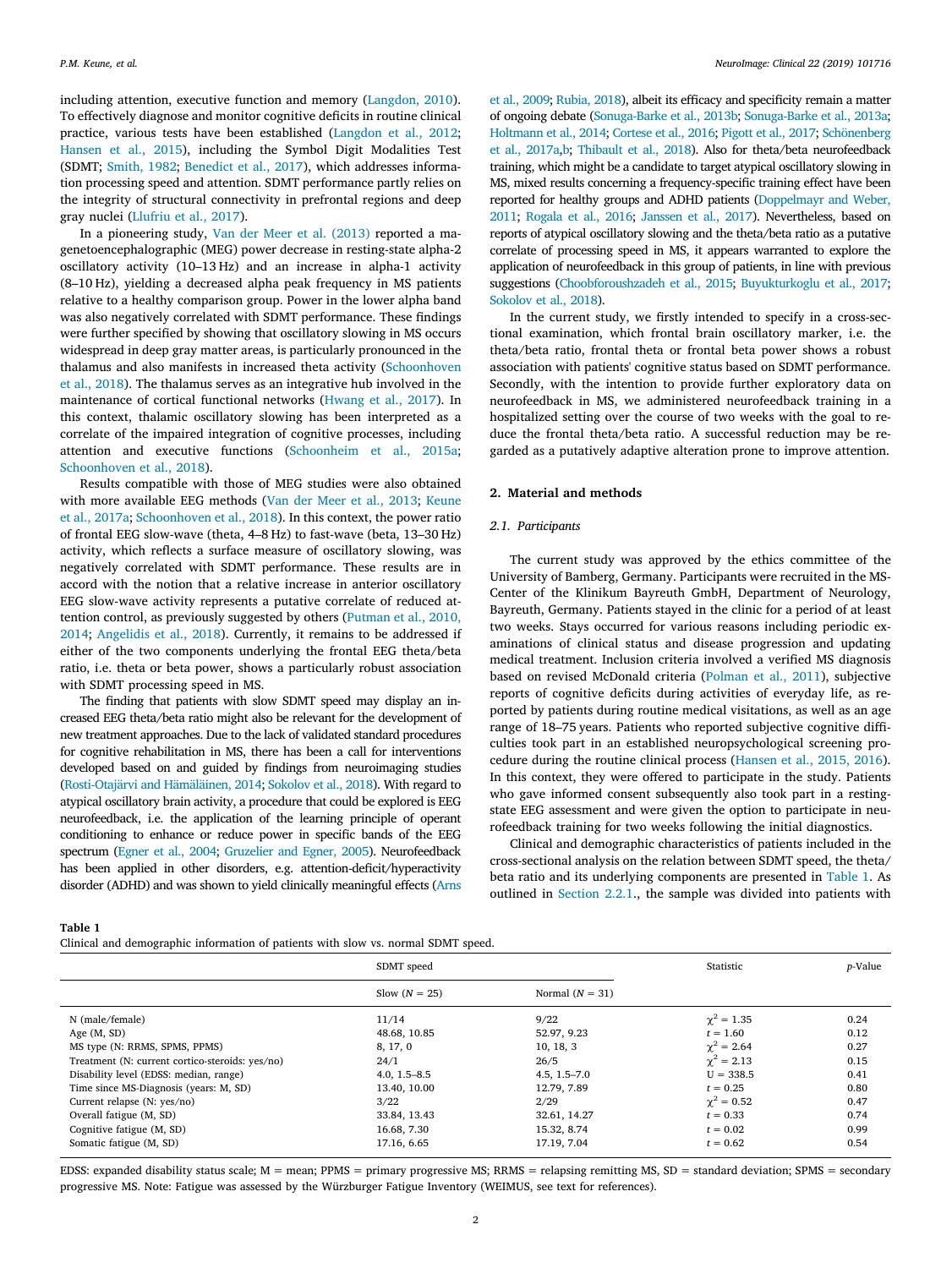including attention, executive function and memory (Langdon, 2010). To effectively diagnose and monitor cognitive deficits in routine clinical practice, various tests have been established (Langdon et al., 2012; Hansen et al., 2015), including the Symbol Digit Modalities Test (SDMT; Smith, 1982; Benedict et al., 2017), which addresses information processing speed and attention. SDMT performance partly relies on the integrity of structural connectivity in prefrontal regions and deep gray nuclei (Llufriu et al., 2017).

In a pioneering study, Van der Meer et al. (2013) reported a magenetoencephalographic (MEG) power decrease in resting-state alpha-2 oscillatory activity (10–13 Hz) and an increase in alpha-1 activity (8–10 Hz), yielding a decreased alpha peak frequency in MS patients relative to a healthy comparison group. Power in the lower alpha band was also negatively correlated with SDMT performance. These findings were further specified by showing that oscillatory slowing in MS occurs widespread in deep gray matter areas, is particularly pronounced in the thalamus and also manifests in increased theta activity (Schoonhoven et al., 2018). The thalamus serves as an integrative hub involved in the maintenance of cortical functional networks (Hwang et al., 2017). In this context, thalamic oscillatory slowing has been interpreted as a correlate of the impaired integration of cognitive processes, including attention and executive functions (Schoonheim et al., 2015a; Schoonhoven et al., 2018).

Results compatible with those of MEG studies were also obtained with more available EEG methods (Van der Meer et al., 2013; Keune et al., 2017a; Schoonhoven et al., 2018). In this context, the power ratio of frontal EEG slow-wave (theta, 4–8 Hz) to fast-wave (beta, 13–30 Hz) activity, which reflects a surface measure of oscillatory slowing, was negatively correlated with SDMT performance. These results are in accord with the notion that a relative increase in anterior oscillatory EEG slow-wave activity represents a putative correlate of reduced attention control, as previously suggested by others (Putman et al., 2010, 2014; Angelidis et al., 2018). Currently, it remains to be addressed if either of the two components underlying the frontal EEG theta/beta ratio, i.e. theta or beta power, shows a particularly robust association with SDMT processing speed in MS.

The finding that patients with slow SDMT speed may display an increased EEG theta/beta ratio might also be relevant for the development of new treatment approaches. Due to the lack of validated standard procedures for cognitive rehabilitation in MS, there has been a call for interventions developed based on and guided by findings from neuroimaging studies (Rosti-Otajärvi and Hämäläinen, 2014; Sokolov et al., 2018). With regard to atypical oscillatory brain activity, a procedure that could be explored is EEG neurofeedback, i.e. the application of the learning principle of operant conditioning to enhance or reduce power in specific bands of the EEG spectrum (Egner et al., 2004; Gruzelier and Egner, 2005). Neurofeedback has been applied in other disorders, e.g. attention-deficit/hyperactivity disorder (ADHD) and was shown to yield clinically meaningful effects (Arns et al., 2009; Rubia, 2018), albeit its efficacy and specificity remain a matter of ongoing debate (Sonuga-Barke et al., 2013b; Sonuga-Barke et al., 2013a; Holtmann et al., 2014; Cortese et al., 2016; Pigott et al., 2017; Schönenberg et al., 2017a,b; Thibault et al., 2018). Also for theta/beta neurofeedback training, which might be a candidate to target atypical oscillatory slowing in MS, mixed results concerning a frequency-specific training effect have been reported for healthy groups and ADHD patients (Doppelmayr and Weber, 2011; Rogala et al., 2016; Janssen et al., 2017). Nevertheless, based on reports of atypical oscillatory slowing and the theta/beta ratio as a putative correlate of processing speed in MS, it appears warranted to explore the application of neurofeedback in this group of patients, in line with previous suggestions (Choobforoushzadeh et al., 2015; Buyukturkoglu et al., 2017; Sokolov et al., 2018).

In the current study, we firstly intended to specify in a cross-sectional examination, which frontal brain oscillatory marker, i.e. the theta/beta ratio, frontal theta or frontal beta power shows a robust association with patients' cognitive status based on SDMT performance. Secondly, with the intention to provide further exploratory data on neurofeedback in MS, we administered neurofeedback training in a hospitalized setting over the course of two weeks with the goal to reduce the frontal theta/beta ratio. A successful reduction may be regarded as a putatively adaptive alteration prone to improve attention.

## 2. Material and methods

### 2.1. Participants

The current study was approved by the ethics committee of the University of Bamberg, Germany. Participants were recruited in the MS-Center of the Klinikum Bayreuth GmbH, Department of Neurology, Bayreuth, Germany. Patients stayed in the clinic for a period of at least two weeks. Stays occurred for various reasons including periodic examinations of clinical status and disease progression and updating medical treatment. Inclusion criteria involved a verified MS diagnosis based on revised McDonald criteria (Polman et al., 2011), subjective reports of cognitive deficits during activities of everyday life, as reported by patients during routine medical visitations, as well as an age range of 18–75 years. Patients who reported subjective cognitive difficulties took part in an established neuropsychological screening procedure during the routine clinical process (Hansen et al., 2015, 2016). In this context, they were offered to participate in the study. Patients who gave informed consent subsequently also took part in a resting-state EEG assessment and were given the option to participate in neurofeedback training for two weeks following the initial diagnostics.

Clinical and demographic characteristics of patients included in the cross-sectional analysis on the relation between SDMT speed, the theta/beta ratio and its underlying components are presented in Table 1. As outlined in Section 2.2.1., the sample was divided into patients with

**Table 1**
Clinical and demographic information of patients with slow vs. normal SDMT speed.

| | SDMT speed | | Statistic | *p*-Value |
|---|---|---|---|---|
| | Slow (*N* = 25) | Normal (*N* = 31) | | |
| N (male/female) | 11/14 | 9/22 | $\chi^2 = 1.35$ | 0.24 |
| Age (M, SD) | 48.68, 10.85 | 52.97, 9.23 | $t = 1.60$ | 0.12 |
| MS type (N: RRMS, SPMS, PPMS) | 8, 17, 0 | 10, 18, 3 | $\chi^2 = 2.64$ | 0.27 |
| Treatment (N: current cortico-steroids: yes/no) | 24/1 | 26/5 | $\chi^2 = 2.13$ | 0.15 |
| Disability level (EDSS: median, range) | 4.0, 1.5–8.5 | 4.5, 1.5–7.0 | U = 338.5 | 0.41 |
| Time since MS-Diagnosis (years: M, SD) | 13.40, 10.00 | 12.79, 7.89 | $t = 0.25$ | 0.80 |
| Current relapse (N: yes/no) | 3/22 | 2/29 | $\chi^2 = 0.52$ | 0.47 |
| Overall fatigue (M, SD) | 33.84, 13.43 | 32.61, 14.27 | $t = 0.33$ | 0.74 |
| Cognitive fatigue (M, SD) | 16.68, 7.30 | 15.32, 8.74 | $t = 0.02$ | 0.99 |
| Somatic fatigue (M, SD) | 17.16, 6.65 | 17.19, 7.04 | $t = 0.62$ | 0.54 |

EDSS: expanded disability status scale; M = mean; PPMS = primary progressive MS; RRMS = relapsing remitting MS, SD = standard deviation; SPMS = secondary progressive MS. Note: Fatigue was assessed by the Würzburger Fatigue Inventory (WEIMUS, see text for references).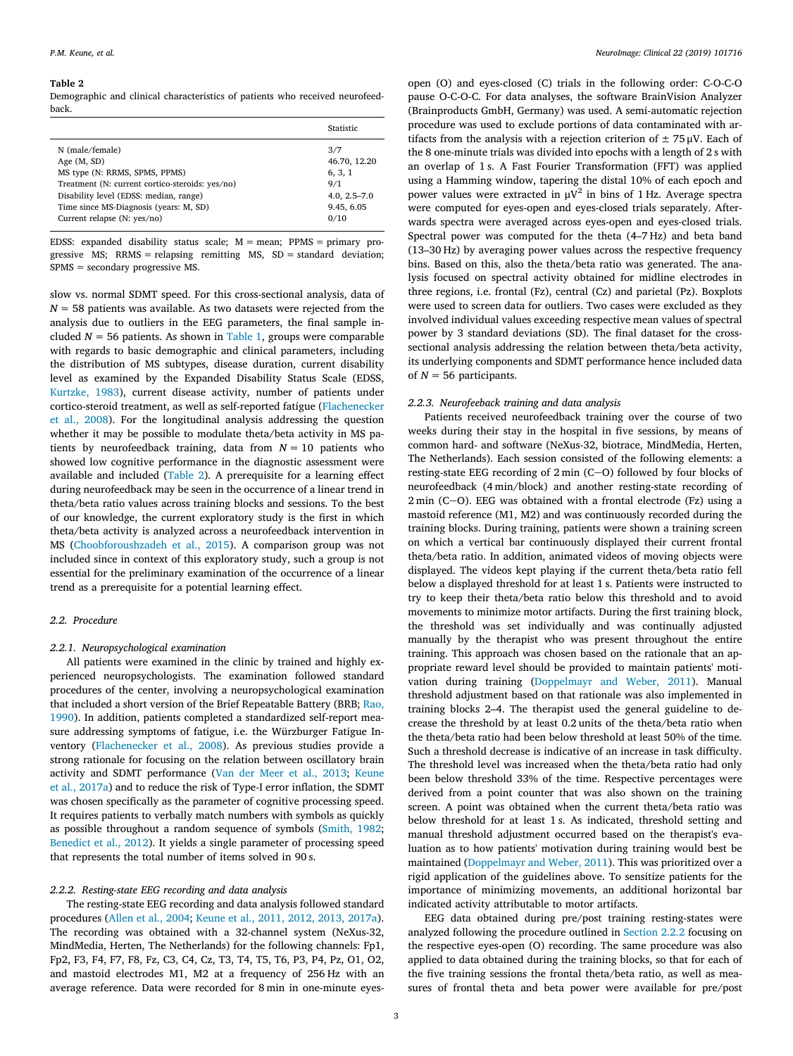**Table 2**
Demographic and clinical characteristics of patients who received neurofeedback.

| | Statistic |
|---|---|
| N (male/female) | 3/7 |
| Age (M, SD) | 46.70, 12.20 |
| MS type (N: RRMS, SPMS, PPMS) | 6, 3, 1 |
| Treatment (N: current cortico-steroids: yes/no) | 9/1 |
| Disability level (EDSS: median, range) | 4.0, 2.5–7.0 |
| Time since MS-Diagnosis (years: M, SD) | 9.45, 6.05 |
| Current relapse (N: yes/no) | 0/10 |

EDSS: expanded disability status scale; M = mean; PPMS = primary progressive MS; RRMS = relapsing remitting MS, SD = standard deviation; SPMS = secondary progressive MS.

slow vs. normal SDMT speed. For this cross-sectional analysis, data of $N = 58$ patients was available. As two datasets were rejected from the analysis due to outliers in the EEG parameters, the final sample included $N = 56$ patients. As shown in Table 1, groups were comparable with regards to basic demographic and clinical parameters, including the distribution of MS subtypes, disease duration, current disability level as examined by the Expanded Disability Status Scale (EDSS, Kurtzke, 1983), current disease activity, number of patients under cortico-steroid treatment, as well as self-reported fatigue (Flachenecker et al., 2008). For the longitudinal analysis addressing the question whether it may be possible to modulate theta/beta activity in MS patients by neurofeedback training, data from $N = 10$ patients who showed low cognitive performance in the diagnostic assessment were available and included (Table 2). A prerequisite for a learning effect during neurofeedback may be seen in the occurrence of a linear trend in theta/beta ratio values across training blocks and sessions. To the best of our knowledge, the current exploratory study is the first in which theta/beta activity is analyzed across a neurofeedback intervention in MS (Choobforoushzadeh et al., 2015). A comparison group was not included since in context of this exploratory study, such a group is not essential for the preliminary examination of the occurrence of a linear trend as a prerequisite for a potential learning effect.

## 2.2. Procedure

### 2.2.1. Neuropsychological examination

All patients were examined in the clinic by trained and highly experienced neuropsychologists. The examination followed standard procedures of the center, involving a neuropsychological examination that included a short version of the Brief Repeatable Battery (BRB; Rao, 1990). In addition, patients completed a standardized self-report measure addressing symptoms of fatigue, i.e. the Würzburger Fatigue Inventory (Flachenecker et al., 2008). As previous studies provide a strong rationale for focusing on the relation between oscillatory brain activity and SDMT performance (Van der Meer et al., 2013; Keune et al., 2017a) and to reduce the risk of Type-I error inflation, the SDMT was chosen specifically as the parameter of cognitive processing speed. It requires patients to verbally match numbers with symbols as quickly as possible throughout a random sequence of symbols (Smith, 1982; Benedict et al., 2012). It yields a single parameter of processing speed that represents the total number of items solved in 90 s.

### 2.2.2. Resting-state EEG recording and data analysis

The resting-state EEG recording and data analysis followed standard procedures (Allen et al., 2004; Keune et al., 2011, 2012, 2013, 2017a). The recording was obtained with a 32-channel system (NeXus-32, MindMedia, Herten, The Netherlands) for the following channels: Fp1, Fp2, F3, F4, F7, F8, Fz, C3, C4, Cz, T3, T4, T5, T6, P3, P4, Pz, O1, O2, and mastoid electrodes M1, M2 at a frequency of 256 Hz with an average reference. Data were recorded for 8 min in one-minute eyes-open (O) and eyes-closed (C) trials in the following order: C-O-C-O pause O-C-O-C. For data analyses, the software BrainVision Analyzer (Brainproducts GmbH, Germany) was used. A semi-automatic rejection procedure was used to exclude portions of data contaminated with artifacts from the analysis with a rejection criterion of ± 75 μV. Each of the 8 one-minute trials was divided into epochs with a length of 2 s with an overlap of 1 s. A Fast Fourier Transformation (FFT) was applied using a Hamming window, tapering the distal 10% of each epoch and power values were extracted in $\mu V^2$ in bins of 1 Hz. Average spectra were computed for eyes-open and eyes-closed trials separately. Afterwards spectra were averaged across eyes-open and eyes-closed trials. Spectral power was computed for the theta (4–7 Hz) and beta band (13–30 Hz) by averaging power values across the respective frequency bins. Based on this, also the theta/beta ratio was generated. The analysis focused on spectral activity obtained for midline electrodes in three regions, i.e. frontal (Fz), central (Cz) and parietal (Pz). Boxplots were used to screen data for outliers. Two cases were excluded as they involved individual values exceeding respective mean values of spectral power by 3 standard deviations (SD). The final dataset for the cross-sectional analysis addressing the relation between theta/beta activity, its underlying components and SDMT performance hence included data of $N = 56$ participants.

### 2.2.3. Neurofeedback training and data analysis

Patients received neurofeedback training over the course of two weeks during their stay in the hospital in five sessions, by means of common hard- and software (NeXus-32, biotrace, MindMedia, Herten, The Netherlands). Each session consisted of the following elements: a resting-state EEG recording of 2 min (C—O) followed by four blocks of neurofeedback (4 min/block) and another resting-state recording of 2 min (C—O). EEG was obtained with a frontal electrode (Fz) using a mastoid reference (M1, M2) and was continuously recorded during the training blocks. During training, patients were shown a training screen on which a vertical bar continuously displayed their current frontal theta/beta ratio. In addition, animated videos of moving objects were displayed. The videos kept playing if the current theta/beta ratio fell below a displayed threshold for at least 1 s. Patients were instructed to try to keep their theta/beta ratio below this threshold and to avoid movements to minimize motor artifacts. During the first training block, the threshold was set individually and was continually adjusted manually by the therapist who was present throughout the entire training. This approach was chosen based on the rationale that an appropriate reward level should be provided to maintain patients' motivation during training (Doppelmayr and Weber, 2011). Manual threshold adjustment based on that rationale was also implemented in training blocks 2–4. The therapist used the general guideline to decrease the threshold by at least 0.2 units of the theta/beta ratio when the theta/beta ratio had been below threshold at least 50% of the time. Such a threshold decrease is indicative of an increase in task difficulty. The threshold level was increased when the theta/beta ratio had only been below threshold 33% of the time. Respective percentages were derived from a point counter that was also shown on the training screen. A point was obtained when the current theta/beta ratio was below threshold for at least 1 s. As indicated, threshold setting and manual threshold adjustment occurred based on the therapist's evaluation as to how patients' motivation during training would best be maintained (Doppelmayr and Weber, 2011). This was prioritized over a rigid application of the guidelines above. To sensitize patients for the importance of minimizing movements, an additional horizontal bar indicated activity attributable to motor artifacts.

EEG data obtained during pre/post training resting-states were analyzed following the procedure outlined in Section 2.2.2 focusing on the respective eyes-open (O) recording. The same procedure was also applied to data obtained during the training blocks, so that for each of the five training sessions the frontal theta/beta ratio, as well as measures of frontal theta and beta power were available for pre/post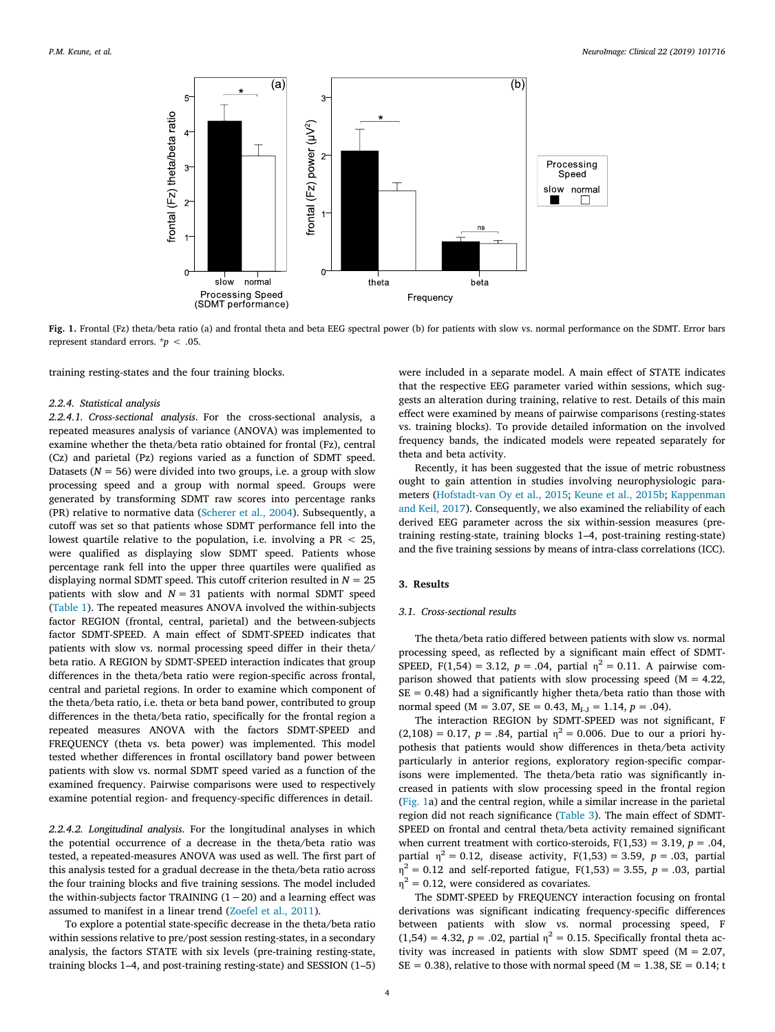Fig. 1. Frontal (Fz) theta/beta ratio (a) and frontal theta and beta EEG spectral power (b) for patients with slow vs. normal performance on the SDMT. Error bars represent standard errors. *$p < .05$.

training resting-states and the four training blocks.

#### 2.2.4. Statistical analysis

*2.2.4.1. Cross-sectional analysis.* For the cross-sectional analysis, a repeated measures analysis of variance (ANOVA) was implemented to examine whether the theta/beta ratio obtained for frontal (Fz), central (Cz) and parietal (Pz) regions varied as a function of SDMT speed. Datasets ($N = 56$) were divided into two groups, i.e. a group with slow processing speed and a group with normal speed. Groups were generated by transforming SDMT raw scores into percentage ranks (PR) relative to normative data (Scherer et al., 2004). Subsequently, a cutoff was set so that patients whose SDMT performance fell into the lowest quartile relative to the population, i.e. involving a PR < 25, were qualified as displaying slow SDMT speed. Patients whose percentage rank fell into the upper three quartiles were qualified as displaying normal SDMT speed. This cutoff criterion resulted in $N = 25$ patients with slow and $N = 31$ patients with normal SDMT speed (Table 1). The repeated measures ANOVA involved the within-subjects factor REGION (frontal, central, parietal) and the between-subjects factor SDMT-SPEED. A main effect of SDMT-SPEED indicates that patients with slow vs. normal processing speed differ in their theta/beta ratio. A REGION by SDMT-SPEED interaction indicates that group differences in the theta/beta ratio were region-specific across frontal, central and parietal regions. In order to examine which component of the theta/beta ratio, i.e. theta or beta band power, contributed to group differences in the theta/beta ratio, specifically for the frontal region a repeated measures ANOVA with the factors SDMT-SPEED and FREQUENCY (theta vs. beta power) was implemented. This model tested whether differences in frontal oscillatory band power between patients with slow vs. normal SDMT speed varied as a function of the examined frequency. Pairwise comparisons were used to respectively examine potential region- and frequency-specific differences in detail.

*2.2.4.2. Longitudinal analysis.* For the longitudinal analyses in which the potential occurrence of a decrease in the theta/beta ratio was tested, a repeated-measures ANOVA was used as well. The first part of this analysis tested for a gradual decrease in the theta/beta ratio across the four training blocks and five training sessions. The model included the within-subjects factor TRAINING (1 − 20) and a learning effect was assumed to manifest in a linear trend (Zoefel et al., 2011).

To explore a potential state-specific decrease in the theta/beta ratio within sessions relative to pre/post session resting-states, in a secondary analysis, the factors STATE with six levels (pre-training resting-state, training blocks 1–4, and post-training resting-state) and SESSION (1–5) were included in a separate model. A main effect of STATE indicates that the respective EEG parameter varied within sessions, which suggests an alteration during training, relative to rest. Details of this main effect were examined by means of pairwise comparisons (resting-states vs. training blocks). To provide detailed information on the involved frequency bands, the indicated models were repeated separately for theta and beta activity.

Recently, it has been suggested that the issue of metric robustness ought to gain attention in studies involving neurophysiologic parameters (Hofstadt-van Oy et al., 2015; Keune et al., 2015b; Kappenman and Keil, 2017). Consequently, we also examined the reliability of each derived EEG parameter across the six within-session measures (pre-training resting-state, training blocks 1–4, post-training resting-state) and the five training sessions by means of intra-class correlations (ICC).

## 3. Results

### 3.1. Cross-sectional results

The theta/beta ratio differed between patients with slow vs. normal processing speed, as reflected by a significant main effect of SDMT-SPEED, $F(1,54) = 3.12$, $p = .04$, partial $\eta^2 = 0.11$. A pairwise comparison showed that patients with slow processing speed ($M = 4.22$, $SE = 0.48$) had a significantly higher theta/beta ratio than those with normal speed ($M = 3.07$, $SE = 0.43$, $M_{I-J} = 1.14$, $p = .04$).

The interaction REGION by SDMT-SPEED was not significant, $F(2,108) = 0.17$, $p = .84$, partial $\eta^2 = 0.006$. Due to our a priori hypothesis that patients would show differences in theta/beta activity particularly in anterior regions, exploratory region-specific comparisons were implemented. The theta/beta ratio was significantly increased in patients with slow processing speed in the frontal region (Fig. 1a) and the central region, while a similar increase in the parietal region did not reach significance (Table 3). The main effect of SDMT-SPEED on frontal and central theta/beta activity remained significant when current treatment with cortico-steroids, $F(1,53) = 3.19$, $p = .04$, partial $\eta^2 = 0.12$, disease activity, $F(1,53) = 3.59$, $p = .03$, partial $\eta^2 = 0.12$ and self-reported fatigue, $F(1,53) = 3.55$, $p = .03$, partial $\eta^2 = 0.12$, were considered as covariates.

The SDMT-SPEED by FREQUENCY interaction focusing on frontal derivations was significant indicating frequency-specific differences between patients with slow vs. normal processing speed, $F(1,54) = 4.32$, $p = .02$, partial $\eta^2 = 0.15$. Specifically frontal theta activity was increased in patients with slow SDMT speed ($M = 2.07$, $SE = 0.38$), relative to those with normal speed ($M = 1.38$, $SE = 0.14$; t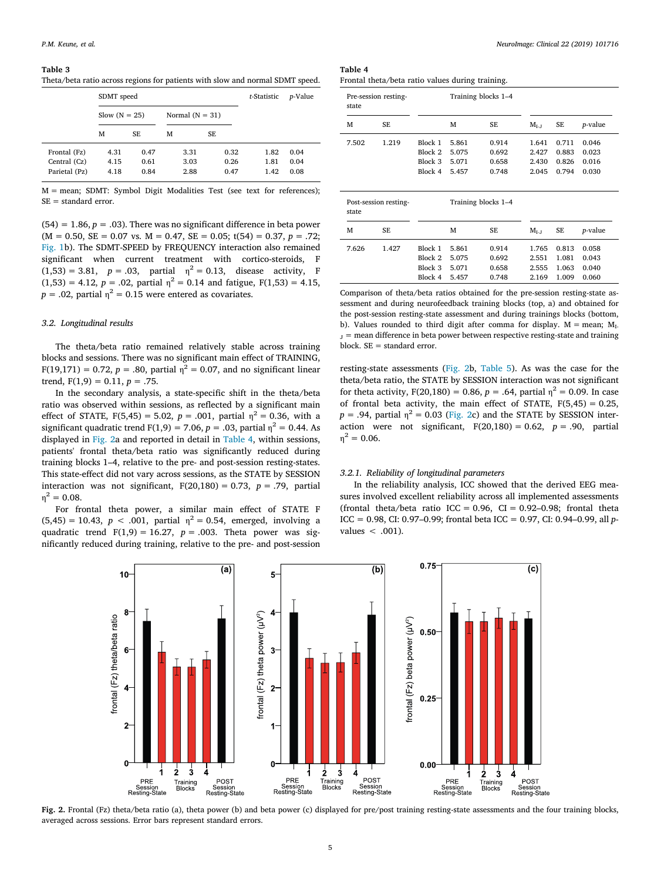**Table 3**
Theta/beta ratio across regions for patients with slow and normal SDMT speed.

| | SDMT speed | | | | t-Statistic | p-Value |
|---|---|---|---|---|---|---|
| | Slow (N = 25) | | Normal (N = 31) | | | |
| | M | SE | M | SE | | |
| Frontal (Fz) | 4.31 | 0.47 | 3.31 | 0.32 | 1.82 | 0.04 |
| Central (Cz) | 4.15 | 0.61 | 3.03 | 0.26 | 1.81 | 0.04 |
| Parietal (Pz) | 4.18 | 0.84 | 2.88 | 0.47 | 1.42 | 0.08 |

M = mean; SDMT: Symbol Digit Modalities Test (see text for references); SE = standard error.

(54) = 1.86, $p = .03$). There was no significant difference in beta power (M = 0.50, SE = 0.07 vs. M = 0.47, SE = 0.05; $t(54) = 0.37$, $p = .72$; Fig. 1b). The SDMT-SPEED by FREQUENCY interaction also remained significant when current treatment with cortico-steroids, $F(1,53) = 3.81$, $p = .03$, partial $\eta^2 = 0.13$, disease activity, $F(1,53) = 4.12$, $p = .02$, partial $\eta^2 = 0.14$ and fatigue, $F(1,53) = 4.15$, $p = .02$, partial $\eta^2 = 0.15$ were entered as covariates.

### 3.2. Longitudinal results

The theta/beta ratio remained relatively stable across training blocks and sessions. There was no significant main effect of TRAINING, $F(19,171) = 0.72$, $p = .80$, partial $\eta^2 = 0.07$, and no significant linear trend, $F(1,9) = 0.11$, $p = .75$.

In the secondary analysis, a state-specific shift in the theta/beta ratio was observed within sessions, as reflected by a significant main effect of STATE, $F(5,45) = 5.02$, $p = .001$, partial $\eta^2 = 0.36$, with a significant quadratic trend $F(1,9) = 7.06$, $p = .03$, partial $\eta^2 = 0.44$. As displayed in Fig. 2a and reported in detail in Table 4, within sessions, patients' frontal theta/beta ratio was significantly reduced during training blocks 1–4, relative to the pre- and post-session resting-states. This state-effect did not vary across sessions, as the STATE by SESSION interaction was not significant, $F(20,180) = 0.73$, $p = .79$, partial $\eta^2 = 0.08$.

For frontal theta power, a similar main effect of STATE $F(5,45) = 10.43$, $p < .001$, partial $\eta^2 = 0.54$, emerged, involving a quadratic trend $F(1,9) = 16.27$, $p = .003$. Theta power was significantly reduced during training, relative to the pre- and post-session

**Table 4**
Frontal theta/beta ratio values during training.

| Pre-session resting-state | | | Training blocks 1–4 | | | | |
|---|---|---|---|---|---|---|---|
| M | SE | | M | SE | $M_{I-J}$ | SE | p-value |
| 7.502 | 1.219 | Block 1 | 5.861 | 0.914 | 1.641 | 0.711 | 0.046 |
| | | Block 2 | 5.075 | 0.692 | 2.427 | 0.883 | 0.023 |
| | | Block 3 | 5.071 | 0.658 | 2.430 | 0.826 | 0.016 |
| | | Block 4 | 5.457 | 0.748 | 2.045 | 0.794 | 0.030 |
| **Post-session resting-state** | | | **Training blocks 1–4** | | | | |
| M | SE | | M | SE | $M_{I-J}$ | SE | p-value |
| 7.626 | 1.427 | Block 1 | 5.861 | 0.914 | 1.765 | 0.813 | 0.058 |
| | | Block 2 | 5.075 | 0.692 | 2.551 | 1.081 | 0.043 |
| | | Block 3 | 5.071 | 0.658 | 2.555 | 1.063 | 0.040 |
| | | Block 4 | 5.457 | 0.748 | 2.169 | 1.009 | 0.060 |

Comparison of theta/beta ratios obtained for the pre-session resting-state assessment and during neurofeedback training blocks (top, a) and obtained for the post-session resting-state assessment and during trainings blocks (bottom, b). Values rounded to third digit after comma for display. M = mean; $M_{I-J}$ = mean difference in beta power between respective resting-state and training block. SE = standard error.

resting-state assessments (Fig. 2b, Table 5). As was the case for the theta/beta ratio, the STATE by SESSION interaction was not significant for theta activity, $F(20,180) = 0.86$, $p = .64$, partial $\eta^2 = 0.09$. In case of frontal beta activity, the main effect of STATE, $F(5,45) = 0.25$, $p = .94$, partial $\eta^2 = 0.03$ (Fig. 2c) and the STATE by SESSION interaction were not significant, $F(20,180) = 0.62$, $p = .90$, partial $\eta^2 = 0.06$.

#### 3.2.1. Reliability of longitudinal parameters

In the reliability analysis, ICC showed that the derived EEG measures involved excellent reliability across all implemented assessments (frontal theta/beta ratio ICC = 0.96, CI = 0.92–0.98; frontal theta ICC = 0.98, CI: 0.97–0.99; frontal beta ICC = 0.97, CI: 0.94–0.99, all p-values < .001).

**Fig. 2.** Frontal (Fz) theta/beta ratio (a), theta power (b) and beta power (c) displayed for pre/post training resting-state assessments and the four training blocks, averaged across sessions. Error bars represent standard errors.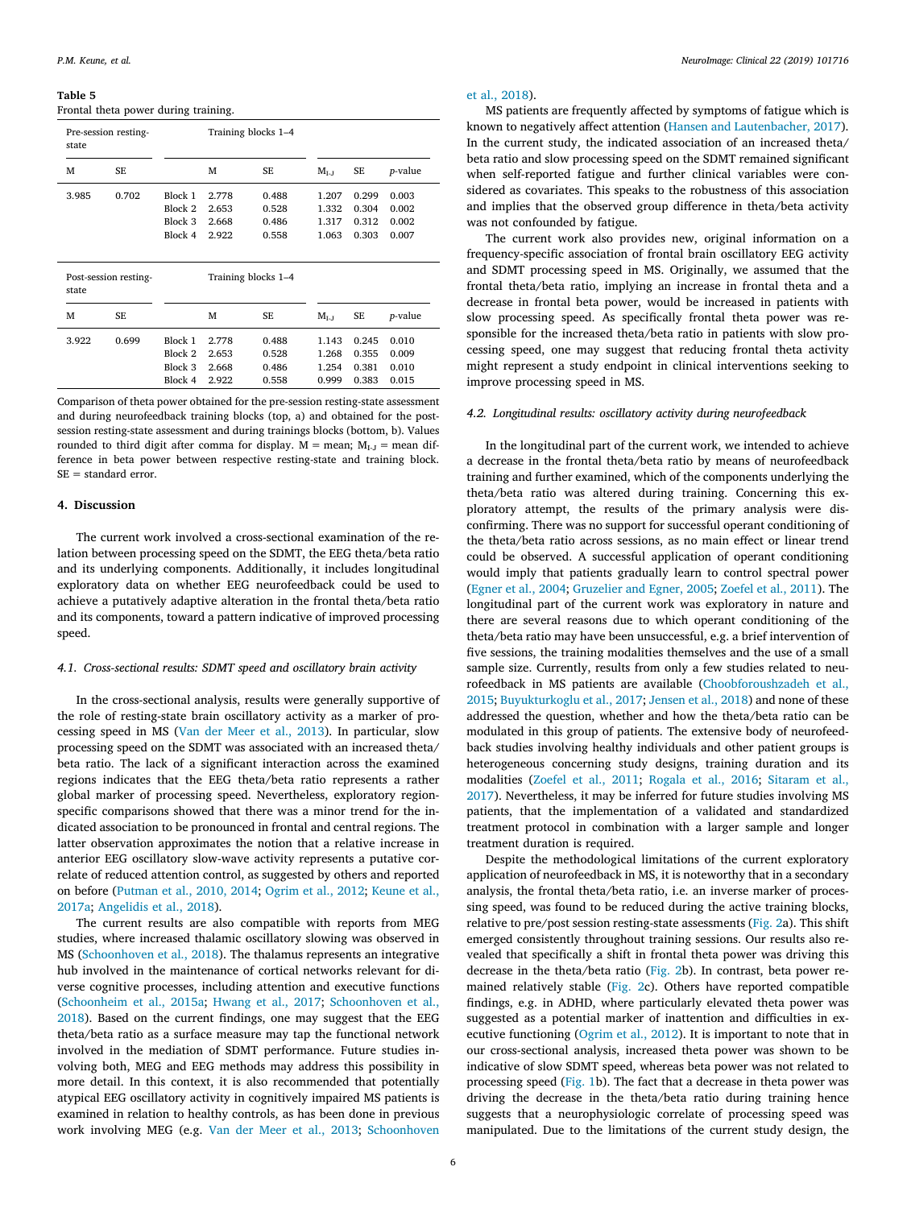**Table 5**
Frontal theta power during training.

| Pre-session resting-state | | | Training blocks 1–4 | | | | |
|---|---|---|---|---|---|---|---|
| M | SE | | M | SE | $M_{I-J}$ | SE | *p*-value |
| 3.985 | 0.702 | Block 1 | 2.778 | 0.488 | 1.207 | 0.299 | 0.003 |
| | | Block 2 | 2.653 | 0.528 | 1.332 | 0.304 | 0.002 |
| | | Block 3 | 2.668 | 0.486 | 1.317 | 0.312 | 0.002 |
| | | Block 4 | 2.922 | 0.558 | 1.063 | 0.303 | 0.007 |

| Post-session resting-state | | | Training blocks 1–4 | | | | |
|---|---|---|---|---|---|---|---|
| M | SE | | M | SE | $M_{I-J}$ | SE | *p*-value |
| 3.922 | 0.699 | Block 1 | 2.778 | 0.488 | 1.143 | 0.245 | 0.010 |
| | | Block 2 | 2.653 | 0.528 | 1.268 | 0.355 | 0.009 |
| | | Block 3 | 2.668 | 0.486 | 1.254 | 0.381 | 0.010 |
| | | Block 4 | 2.922 | 0.558 | 0.999 | 0.383 | 0.015 |

Comparison of theta power obtained for the pre-session resting-state assessment and during neurofeedback training blocks (top, a) and obtained for the post-session resting-state assessment and during trainings blocks (bottom, b). Values rounded to third digit after comma for display. M = mean; $M_{I-J}$ = mean difference in beta power between respective resting-state and training block. SE = standard error.

## 4. Discussion

The current work involved a cross-sectional examination of the relation between processing speed on the SDMT, the EEG theta/beta ratio and its underlying components. Additionally, it includes longitudinal exploratory data on whether EEG neurofeedback could be used to achieve a putatively adaptive alteration in the frontal theta/beta ratio and its components, toward a pattern indicative of improved processing speed.

### 4.1. Cross-sectional results: SDMT speed and oscillatory brain activity

In the cross-sectional analysis, results were generally supportive of the role of resting-state brain oscillatory activity as a marker of processing speed in MS (Van der Meer et al., 2013). In particular, slow processing speed on the SDMT was associated with an increased theta/beta ratio. The lack of a significant interaction across the examined regions indicates that the EEG theta/beta ratio represents a rather global marker of processing speed. Nevertheless, exploratory region-specific comparisons showed that there was a minor trend for the indicated association to be pronounced in frontal and central regions. The latter observation approximates the notion that a relative increase in anterior EEG oscillatory slow-wave activity represents a putative correlate of reduced attention control, as suggested by others and reported on before (Putman et al., 2010, 2014; Ogrim et al., 2012; Keune et al., 2017a; Angelidis et al., 2018).

The current results are also compatible with reports from MEG studies, where increased thalamic oscillatory slowing was observed in MS (Schoonhoven et al., 2018). The thalamus represents an integrative hub involved in the maintenance of cortical networks relevant for diverse cognitive processes, including attention and executive functions (Schoonheim et al., 2015a; Hwang et al., 2017; Schoonhoven et al., 2018). Based on the current findings, one may suggest that the EEG theta/beta ratio as a surface measure may tap the functional network involved in the mediation of SDMT performance. Future studies involving both, MEG and EEG methods may address this possibility in more detail. In this context, it is also recommended that potentially atypical EEG oscillatory activity in cognitively impaired MS patients is examined in relation to healthy controls, as has been done in previous work involving MEG (e.g. Van der Meer et al., 2013; Schoonhoven et al., 2018).

MS patients are frequently affected by symptoms of fatigue which is known to negatively affect attention (Hansen and Lautenbacher, 2017). In the current study, the indicated association of an increased theta/beta ratio and slow processing speed on the SDMT remained significant when self-reported fatigue and further clinical variables were considered as covariates. This speaks to the robustness of this association and implies that the observed group difference in theta/beta activity was not confounded by fatigue.

The current work also provides new, original information on a frequency-specific association of frontal brain oscillatory EEG activity and SDMT processing speed in MS. Originally, we assumed that the frontal theta/beta ratio, implying an increase in frontal theta and a decrease in frontal beta power, would be increased in patients with slow processing speed. As specifically frontal theta power was responsible for the increased theta/beta ratio in patients with slow processing speed, one may suggest that reducing frontal theta activity might represent a study endpoint in clinical interventions seeking to improve processing speed in MS.

### 4.2. Longitudinal results: oscillatory activity during neurofeedback

In the longitudinal part of the current work, we intended to achieve a decrease in the frontal theta/beta ratio by means of neurofeedback training and further examined, which of the components underlying the theta/beta ratio was altered during training. Concerning this exploratory attempt, the results of the primary analysis were disconfirming. There was no support for successful operant conditioning of the theta/beta ratio across sessions, as no main effect or linear trend could be observed. A successful application of operant conditioning would imply that patients gradually learn to control spectral power (Egner et al., 2004; Gruzelier and Egner, 2005; Zoefel et al., 2011). The longitudinal part of the current work was exploratory in nature and there are several reasons due to which operant conditioning of the theta/beta ratio may have been unsuccessful, e.g. a brief intervention of five sessions, the training modalities themselves and the use of a small sample size. Currently, results from only a few studies related to neurofeedback in MS patients are available (Choobforoushzadeh et al., 2015; Buyukturkoglu et al., 2017; Jensen et al., 2018) and none of these addressed the question, whether and how the theta/beta ratio can be modulated in this group of patients. The extensive body of neurofeedback studies involving healthy individuals and other patient groups is heterogeneous concerning study designs, training duration and its modalities (Zoefel et al., 2011; Rogala et al., 2016; Sitaram et al., 2017). Nevertheless, it may be inferred for future studies involving MS patients, that the implementation of a validated and standardized treatment protocol in combination with a larger sample and longer treatment duration is required.

Despite the methodological limitations of the current exploratory application of neurofeedback in MS, it is noteworthy that in a secondary analysis, the frontal theta/beta ratio, i.e. an inverse marker of processing speed, was found to be reduced during the active training blocks, relative to pre/post session resting-state assessments (Fig. 2a). This shift emerged consistently throughout training sessions. Our results also revealed that specifically a shift in frontal theta power was driving this decrease in the theta/beta ratio (Fig. 2b). In contrast, beta power remained relatively stable (Fig. 2c). Others have reported compatible findings, e.g. in ADHD, where particularly elevated theta power was suggested as a potential marker of inattention and difficulties in executive functioning (Ogrim et al., 2012). It is important to note that in our cross-sectional analysis, increased theta power was shown to be indicative of slow SDMT speed, whereas beta power was not related to processing speed (Fig. 1b). The fact that a decrease in theta power was driving the decrease in the theta/beta ratio during training hence suggests that a neurophysiologic correlate of processing speed was manipulated. Due to the limitations of the current study design, the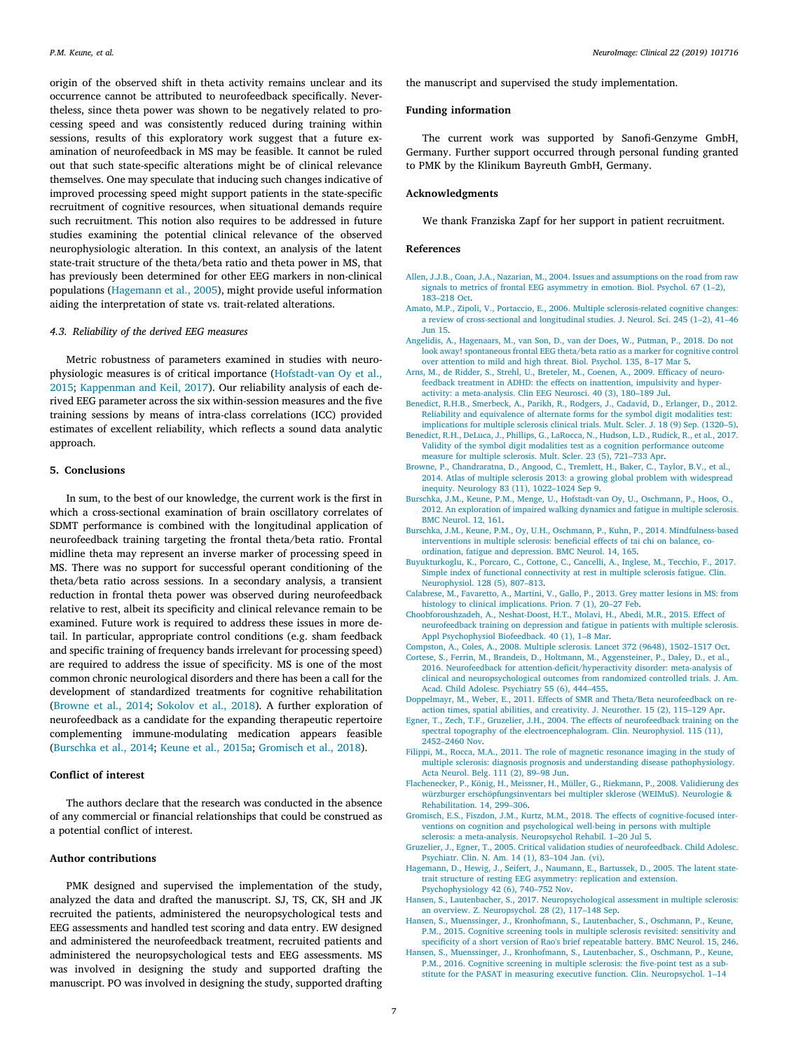origin of the observed shift in theta activity remains unclear and its occurrence cannot be attributed to neurofeedback specifically. Nevertheless, since theta power was shown to be negatively related to processing speed and was consistently reduced during training within sessions, results of this exploratory work suggest that a future examination of neurofeedback in MS may be feasible. It cannot be ruled out that such state-specific alterations might be of clinical relevance themselves. One may speculate that inducing such changes indicative of improved processing speed might support patients in the state-specific recruitment of cognitive resources, when situational demands require such recruitment. This notion also requires to be addressed in future studies examining the potential clinical relevance of the observed neurophysiologic alteration. In this context, an analysis of the latent state-trait structure of the theta/beta ratio and theta power in MS, that has previously been determined for other EEG markers in non-clinical populations (Hagemann et al., 2005), might provide useful information aiding the interpretation of state vs. trait-related alterations.

### 4.3. Reliability of the derived EEG measures

Metric robustness of parameters examined in studies with neurophysiologic measures is of critical importance (Hofstadt-van Oy et al., 2015; Kappenman and Keil, 2017). Our reliability analysis of each derived EEG parameter across the six within-session measures and the five training sessions by means of intra-class correlations (ICC) provided estimates of excellent reliability, which reflects a sound data analytic approach.

## 5. Conclusions

In sum, to the best of our knowledge, the current work is the first in which a cross-sectional examination of brain oscillatory correlates of SDMT performance is combined with the longitudinal application of neurofeedback training targeting the frontal theta/beta ratio. Frontal midline theta may represent an inverse marker of processing speed in MS. There was no support for successful operant conditioning of the theta/beta ratio across sessions. In a secondary analysis, a transient reduction in frontal theta power was observed during neurofeedback relative to rest, albeit its specificity and clinical relevance remain to be examined. Future work is required to address these issues in more detail. In particular, appropriate control conditions (e.g. sham feedback and specific training of frequency bands irrelevant for processing speed) are required to address the issue of specificity. MS is one of the most common chronic neurological disorders and there has been a call for the development of standardized treatments for cognitive rehabilitation (Browne et al., 2014; Sokolov et al., 2018). A further exploration of neurofeedback as a candidate for the expanding therapeutic repertoire complementing immune-modulating medication appears feasible (Burschka et al., 2014; Keune et al., 2015a; Gromisch et al., 2018).

## Conflict of interest

The authors declare that the research was conducted in the absence of any commercial or financial relationships that could be construed as a potential conflict of interest.

## Author contributions

PMK designed and supervised the implementation of the study, analyzed the data and drafted the manuscript. SJ, TS, CK, SH and JK recruited the patients, administered the neuropsychological tests and EEG assessments and handled test scoring and data entry. EW designed and administered the neurofeedback treatment, recruited patients and administered the neuropsychological tests and EEG assessments. MS was involved in designing the study and supported drafting the manuscript. PO was involved in designing the study, supported drafting the manuscript and supervised the study implementation.

## Funding information

The current work was supported by Sanofi-Genzyme GmbH, Germany. Further support occurred through personal funding granted to PMK by the Klinikum Bayreuth GmbH, Germany.

## Acknowledgments

We thank Franziska Zapf for her support in patient recruitment.

## References

Allen, J.J.B., Coan, J.A., Nazarian, M., 2004. Issues and assumptions on the road from raw signals to metrics of frontal EEG asymmetry in emotion. Biol. Psychol. 67 (1–2), 183–218 Oct.

Amato, M.P., Zipoli, V., Portaccio, E., 2006. Multiple sclerosis-related cognitive changes: a review of cross-sectional and longitudinal studies. J. Neurol. Sci. 245 (1–2), 41–46 Jun 15.

Angelidis, A., Hagenaars, M., van Son, D., van der Does, W., Putman, P., 2018. Do not look away! spontaneous frontal EEG theta/beta ratio as a marker for cognitive control over attention to mild and high threat. Biol. Psychol. 135, 8–17 Mar 5.

Arns, M., de Ridder, S., Strehl, U., Breteler, M., Coenen, A., 2009. Efficacy of neurofeedback treatment in ADHD: the effects on inattention, impulsivity and hyperactivity: a meta-analysis. Clin EEG Neurosci. 40 (3), 180–189 Jul.

Benedict, R.H.B., Smerbeck, A., Parikh, R., Rodgers, J., Cadavid, D., Erlanger, D., 2012. Reliability and equivalence of alternate forms for the symbol digit modalities test: implications for multiple sclerosis clinical trials. Mult. Scler. J. 18 (9) Sep. (1320–5).

Benedict, R.H., DeLuca, J., Phillips, G., LaRocca, N., Hudson, L.D., Rudick, R., et al., 2017. Validity of the symbol digit modalities test as a cognition performance outcome measure for multiple sclerosis. Mult. Scler. 23 (5), 721–733 Apr.

Browne, P., Chandraratna, D., Angood, C., Tremlett, H., Baker, C., Taylor, B.V., et al., 2014. Atlas of multiple sclerosis 2013: a growing global problem with widespread inequity. Neurology 83 (11), 1022–1024 Sep 9.

Burschka, J.M., Keune, P.M., Menge, U., Hofstadt-van Oy, U., Oschmann, P., Hoos, O., 2012. An exploration of impaired walking dynamics and fatigue in multiple sclerosis. BMC Neurol. 12, 161.

Burschka, J.M., Keune, P.M., Oy, U.H., Oschmann, P., Kuhn, P., 2014. Mindfulness-based interventions in multiple sclerosis: beneficial effects of tai chi on balance, coordination, fatigue and depression. BMC Neurol. 14, 165.

Buyukturkoglu, K., Porcaro, C., Cottone, C., Cancelli, A., Inglese, M., Tecchio, F., 2017. Simple index of functional connectivity at rest in multiple sclerosis fatigue. Clin. Neurophysiol. 128 (5), 807–813.

Calabrese, M., Favaretto, A., Martini, V., Gallo, P., 2013. Grey matter lesions in MS: from histology to clinical implications. Prion. 7 (1), 20–27 Feb.

Choobforoushzadeh, A., Neshat-Doost, H.T., Molavi, H., Abedi, M.R., 2015. Effect of neurofeedback training on depression and fatigue in patients with multiple sclerosis. Appl Psychophysiol Biofeedback. 40 (1), 1–8 Mar.

Compston, A., Coles, A., 2008. Multiple sclerosis. Lancet 372 (9648), 1502–1517 Oct.

Cortese, S., Ferrin, M., Brandeis, D., Holtmann, M., Aggensteiner, P., Daley, D., et al., 2016. Neurofeedback for attention-deficit/hyperactivity disorder: meta-analysis of clinical and neuropsychological outcomes from randomized controlled trials. J. Am. Acad. Child Adolesc. Psychiatry 55 (6), 444–455.

Doppelmayr, M., Weber, E., 2011. Effects of SMR and Theta/Beta neurofeedback on reaction times, spatial abilities, and creativity. J. Neurother. 15 (2), 115–129 Apr.

Egner, T., Zech, T.F., Gruzelier, J.H., 2004. The effects of neurofeedback training on the spectral topography of the electroencephalogram. Clin. Neurophysiol. 115 (11), 2452–2460 Nov.

Filippi, M., Rocca, M.A., 2011. The role of magnetic resonance imaging in the study of multiple sclerosis: diagnosis prognosis and understanding disease pathophysiology. Acta Neurol. Belg. 111 (2), 89–98 Jun.

Flachenecker, P., König, H., Meissner, H., Müller, G., Riekmann, P., 2008. Validierung des würzburger erschöpfungsinventars bei multipler sklerose (WEIMuS). Neurologie & Rehabilitation. 14, 299–306.

Gromisch, E.S., Fiszdon, J.M., Kurtz, M.M., 2018. The effects of cognitive-focused interventions on cognition and psychological well-being in persons with multiple sclerosis: a meta-analysis. Neuropsychol Rehabil. 1–20 Jul 5.

Gruzelier, J., Egner, T., 2005. Critical validation studies of neurofeedback. Child Adolesc. Psychiatr. Clin. N. Am. 14 (1), 83–104 Jan. (vi).

Hagemann, D., Hewig, J., Seifert, J., Naumann, E., Bartussek, D., 2005. The latent state-trait structure of resting EEG asymmetry: replication and extension. Psychophysiology 42 (6), 740–752 Nov.

Hansen, S., Lautenbacher, S., 2017. Neuropsychological assessment in multiple sclerosis: an overview. Z. Neuropsychol. 28 (2), 117–148 Sep.

Hansen, S., Muenssinger, J., Kronhofmann, S., Lautenbacher, S., Oschmann, P., Keune, P.M., 2015. Cognitive screening tools in multiple sclerosis revisited: sensitivity and specificity of a short version of Rao's brief repeatable battery. BMC Neurol. 15, 246.

Hansen, S., Muenssinger, J., Kronhofmann, S., Lautenbacher, S., Oschmann, P., Keune, P.M., 2016. Cognitive screening in multiple sclerosis: the five-point test as a substitute for the PASAT in measuring executive function. Clin. Neuropsychol. 1–14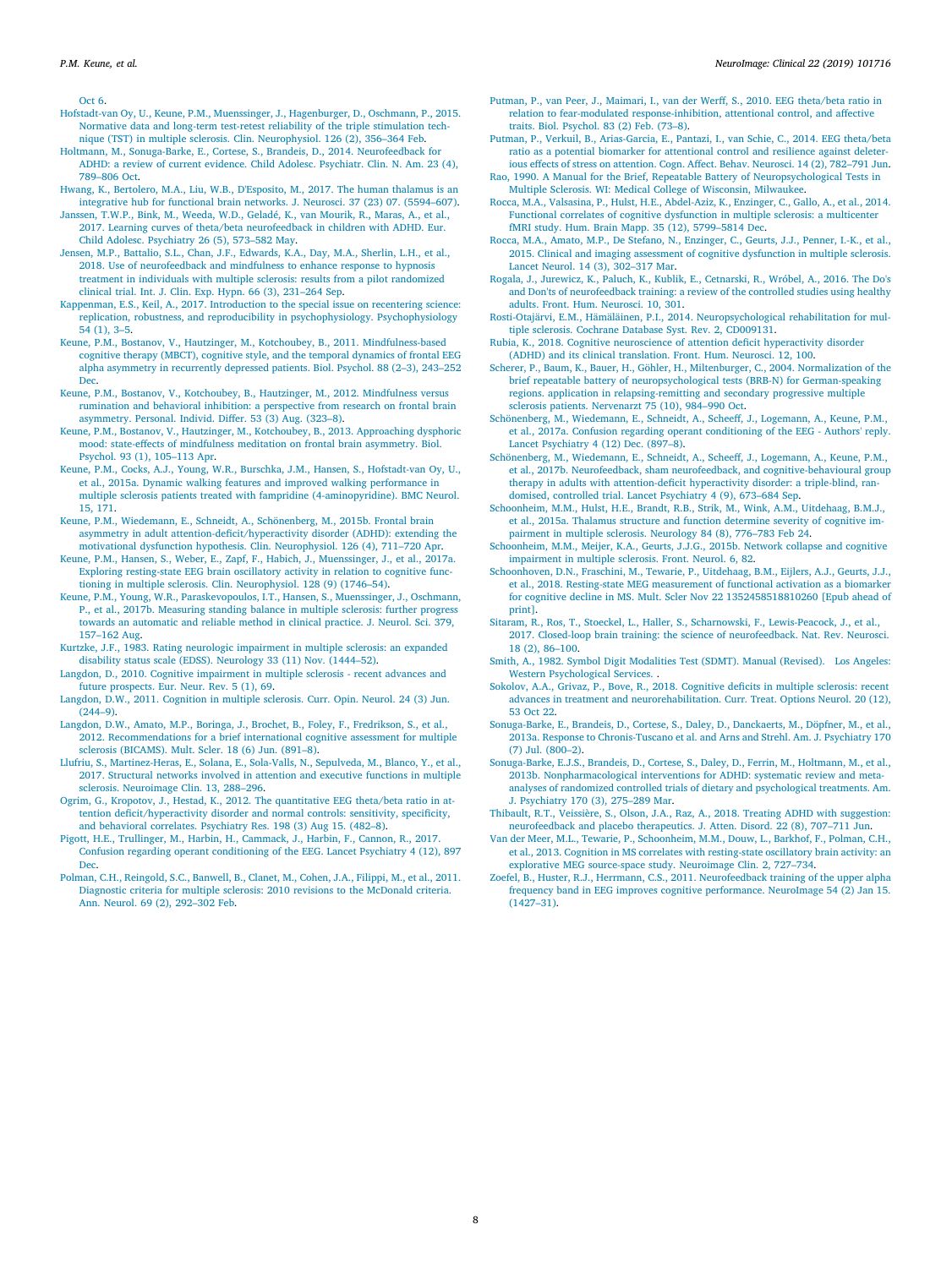Oct 6.

Hofstadt-van Oy, U., Keune, P.M., Muenssinger, J., Hagenburger, D., Oschmann, P., 2015. Normative data and long-term test-retest reliability of the triple stimulation technique (TST) in multiple sclerosis. Clin. Neurophysiol. 126 (2), 356–364 Feb.

Holtmann, M., Sonuga-Barke, E., Cortese, S., Brandeis, D., 2014. Neurofeedback for ADHD: a review of current evidence. Child Adolesc. Psychiatr. Clin. N. Am. 23 (4), 789–806 Oct.

Hwang, K., Bertolero, M.A., Liu, W.B., D'Esposito, M., 2017. The human thalamus is an integrative hub for functional brain networks. J. Neurosci. 37 (23) 07. (5594–607).

Janssen, T.W.P., Bink, M., Weeda, W.D., Geladé, K., van Mourik, R., Maras, A., et al., 2017. Learning curves of theta/beta neurofeedback in children with ADHD. Eur. Child Adolesc. Psychiatry 26 (5), 573–582 May.

Jensen, M.P., Battalio, S.L., Chan, J.F., Edwards, K.A., Day, M.A., Sherlin, L.H., et al., 2018. Use of neurofeedback and mindfulness to enhance response to hypnosis treatment in individuals with multiple sclerosis: results from a pilot randomized clinical trial. Int. J. Clin. Exp. Hypn. 66 (3), 231–264 Sep.

Kappenman, E.S., Keil, A., 2017. Introduction to the special issue on recentering science: replication, robustness, and reproducibility in psychophysiology. Psychophysiology 54 (1), 3–5.

Keune, P.M., Bostanov, V., Hautzinger, M., Kotchoubey, B., 2011. Mindfulness-based cognitive therapy (MBCT), cognitive style, and the temporal dynamics of frontal EEG alpha asymmetry in recurrently depressed patients. Biol. Psychol. 88 (2–3), 243–252 Dec.

Keune, P.M., Bostanov, V., Kotchoubey, B., Hautzinger, M., 2012. Mindfulness versus rumination and behavioral inhibition: a perspective from research on frontal brain asymmetry. Personal. Individ. Differ. 53 (3) Aug. (323–8).

Keune, P.M., Bostanov, V., Hautzinger, M., Kotchoubey, B., 2013. Approaching dysphoric mood: state-effects of mindfulness meditation on frontal brain asymmetry. Biol. Psychol. 93 (1), 105–113 Apr.

Keune, P.M., Cocks, A.J., Young, W.R., Burschka, J.M., Hansen, S., Hofstadt-van Oy, U., et al., 2015a. Dynamic walking features and improved walking performance in multiple sclerosis patients treated with fampridine (4-aminopyridine). BMC Neurol. 15, 171.

Keune, P.M., Wiedemann, E., Schneidt, A., Schönenberg, M., 2015b. Frontal brain asymmetry in adult attention-deficit/hyperactivity disorder (ADHD): extending the motivational dysfunction hypothesis. Clin. Neurophysiol. 126 (4), 711–720 Apr.

Keune, P.M., Hansen, S., Weber, E., Zapf, F., Habich, J., Muenssinger, J., et al., 2017a. Exploring resting-state EEG brain oscillatory activity in relation to cognitive functioning in multiple sclerosis. Clin. Neurophysiol. 128 (9) (1746–54).

Keune, P.M., Young, W.R., Paraskevopoulos, I.T., Hansen, S., Muenssinger, J., Oschmann, P., et al., 2017b. Measuring standing balance in multiple sclerosis: further progress towards an automatic and reliable method in clinical practice. J. Neurol. Sci. 379, 157–162 Aug.

Kurtzke, J.F., 1983. Rating neurologic impairment in multiple sclerosis: an expanded disability status scale (EDSS). Neurology 33 (11) Nov. (1444–52).

Langdon, D., 2010. Cognitive impairment in multiple sclerosis - recent advances and future prospects. Eur. Neur. Rev. 5 (1), 69.

Langdon, D.W., 2011. Cognition in multiple sclerosis. Curr. Opin. Neurol. 24 (3) Jun. (244–9).

Langdon, D.W., Amato, M.P., Boringa, J., Brochet, B., Foley, F., Fredrikson, S., et al., 2012. Recommendations for a brief international cognitive assessment for multiple sclerosis (BICAMS). Mult. Scler. 18 (6) Jun. (891–8).

Llufriu, S., Martinez-Heras, E., Solana, E., Sola-Valls, N., Sepulveda, M., Blanco, Y., et al., 2017. Structural networks involved in attention and executive functions in multiple sclerosis. Neuroimage Clin. 13, 288–296.

Ogrim, G., Kropotov, J., Hestad, K., 2012. The quantitative EEG theta/beta ratio in attention deficit/hyperactivity disorder and normal controls: sensitivity, specificity, and behavioral correlates. Psychiatry Res. 198 (3) Aug 15. (482–8).

Pigott, H.E., Trullinger, M., Harbin, H., Cammack, J., Harbin, F., Cannon, R., 2017. Confusion regarding operant conditioning of the EEG. Lancet Psychiatry 4 (12), 897 Dec.

Polman, C.H., Reingold, S.C., Banwell, B., Clanet, M., Cohen, J.A., Filippi, M., et al., 2011. Diagnostic criteria for multiple sclerosis: 2010 revisions to the McDonald criteria. Ann. Neurol. 69 (2), 292–302 Feb.

Putman, P., van Peer, J., Maimari, I., van der Werff, S., 2010. EEG theta/beta ratio in relation to fear-modulated response-inhibition, attentional control, and affective traits. Biol. Psychol. 83 (2) Feb. (73–8).

Putman, P., Verkuil, B., Arias-Garcia, E., Pantazi, I., van Schie, C., 2014. EEG theta/beta ratio as a potential biomarker for attentional control and resilience against deleterious effects of stress on attention. Cogn. Affect. Behav. Neurosci. 14 (2), 782–791 Jun.

Rao, 1990. A Manual for the Brief, Repeatable Battery of Neuropsychological Tests in Multiple Sclerosis. WI: Medical College of Wisconsin, Milwaukee.

Rocca, M.A., Valsasina, P., Hulst, H.E., Abdel-Aziz, K., Enzinger, C., Gallo, A., et al., 2014. Functional correlates of cognitive dysfunction in multiple sclerosis: a multicenter fMRI study. Hum. Brain Map. 35 (12), 5799–5814 Dec.

Rocca, M.A., Amato, M.P., De Stefano, N., Enzinger, C., Geurts, J.J., Penner, I.-K., et al., 2015. Clinical and imaging assessment of cognitive dysfunction in multiple sclerosis. Lancet Neurol. 14 (3), 302–317 Mar.

Rogala, J., Jurewicz, K., Paluch, K., Kublik, E., Cetnarski, R., Wróbel, A., 2016. The Do's and Don'ts of neurofeedback training: a review of the controlled studies using healthy adults. Front. Hum. Neurosci. 10, 301.

Rosti-Otajärvi, E.M., Hämäläinen, P.I., 2014. Neuropsychological rehabilitation for multiple sclerosis. Cochrane Database Syst. Rev. 2, CD009131.

Rubia, K., 2018. Cognitive neuroscience of attention deficit hyperactivity disorder (ADHD) and its clinical translation. Front. Hum. Neurosci. 12, 100.

Scherer, P., Baum, K., Bauer, H., Göhler, H., Miltenburger, C., 2004. Normalization of the brief repeatable battery of neuropsychological tests (BRB-N) for German-speaking regions. application in relapsing-remitting and secondary progressive multiple sclerosis patients. Nervenarzt 75 (10), 984–990 Oct.

Schönenberg, M., Wiedemann, E., Schneidt, A., Scheeff, J., Logemann, A., Keune, P.M., et al., 2017a. Confusion regarding operant conditioning of the EEG - Authors' reply. Lancet Psychiatry 4 (12) Dec. (897–8).

Schönenberg, M., Wiedemann, E., Schneidt, A., Scheeff, J., Logemann, A., Keune, P.M., et al., 2017b. Neurofeedback, sham neurofeedback, and cognitive-behavioural group therapy in adults with attention-deficit hyperactivity disorder: a triple-blind, randomised, controlled trial. Lancet Psychiatry 4 (9), 673–684 Sep.

Schoonheim, M.M., Hulst, H.E., Brandt, R.B., Strik, M., Wink, A.M., Uitdehaag, B.M.J., et al., 2015a. Thalamus structure and function determine severity of cognitive impairment in multiple sclerosis. Neurology 84 (8), 776–783 Feb 24.

Schoonheim, M.M., Meijer, K.A., Geurts, J.J.G., 2015b. Network collapse and cognitive impairment in multiple sclerosis. Front. Neurol. 6, 82.

Schoonhoven, D.N., Fraschini, M., Tewarie, P., Uitdehaag, B.M., Eijlers, A.J., Geurts, J.J., et al., 2018. Resting-state MEG measurement of functional activation as a biomarker for cognitive decline in MS. Mult. Scler Nov 22 1352458518810260 [Epub ahead of print].

Sitaram, R., Ros, T., Stoeckel, L., Haller, S., Scharnowski, F., Lewis-Peacock, J., et al., 2017. Closed-loop brain training: the science of neurofeedback. Nat. Rev. Neurosci. 18 (2), 86–100.

Smith, A., 1982. Symbol Digit Modalities Test (SDMT). Manual (Revised). Los Angeles: Western Psychological Services. .

Sokolov, A.A., Grivaz, P., Bove, R., 2018. Cognitive deficits in multiple sclerosis: recent advances in treatment and neurorehabilitation. Curr. Treat. Options Neurol. 20 (12), 53 Oct 22.

Sonuga-Barke, E., Brandeis, D., Cortese, S., Daley, D., Danckaerts, M., Döpfner, M., et al., 2013a. Response to Chronis-Tuscano et al. and Arns and Strehl. Am. J. Psychiatry 170 (7) Jul. (800–2).

Sonuga-Barke, E.J.S., Brandeis, D., Cortese, S., Daley, D., Ferrin, M., Holtmann, M., et al., 2013b. Nonpharmacological interventions for ADHD: systematic review and meta-analyses of randomized controlled trials of dietary and psychological treatments. Am. J. Psychiatry 170 (3), 275–289 Mar.

Thibault, R.T., Veissière, S., Olson, J.A., Raz, A., 2018. Treating ADHD with suggestion: neurofeedback and placebo therapeutics. J. Atten. Disord. 22 (8), 707–711 Jun.

Van der Meer, M.L., Tewarie, P., Schoonheim, M.M., Douw, L., Barkhof, F., Polman, C.H., et al., 2013. Cognition in MS correlates with resting-state oscillatory brain activity: an explorative MEG source-space study. Neuroimage Clin. 2, 727–734.

Zoefel, B., Huster, R.J., Herrmann, C.S., 2011. Neurofeedback training of the upper alpha frequency band in EEG improves cognitive performance. NeuroImage 54 (2) Jan 15. (1427–31).